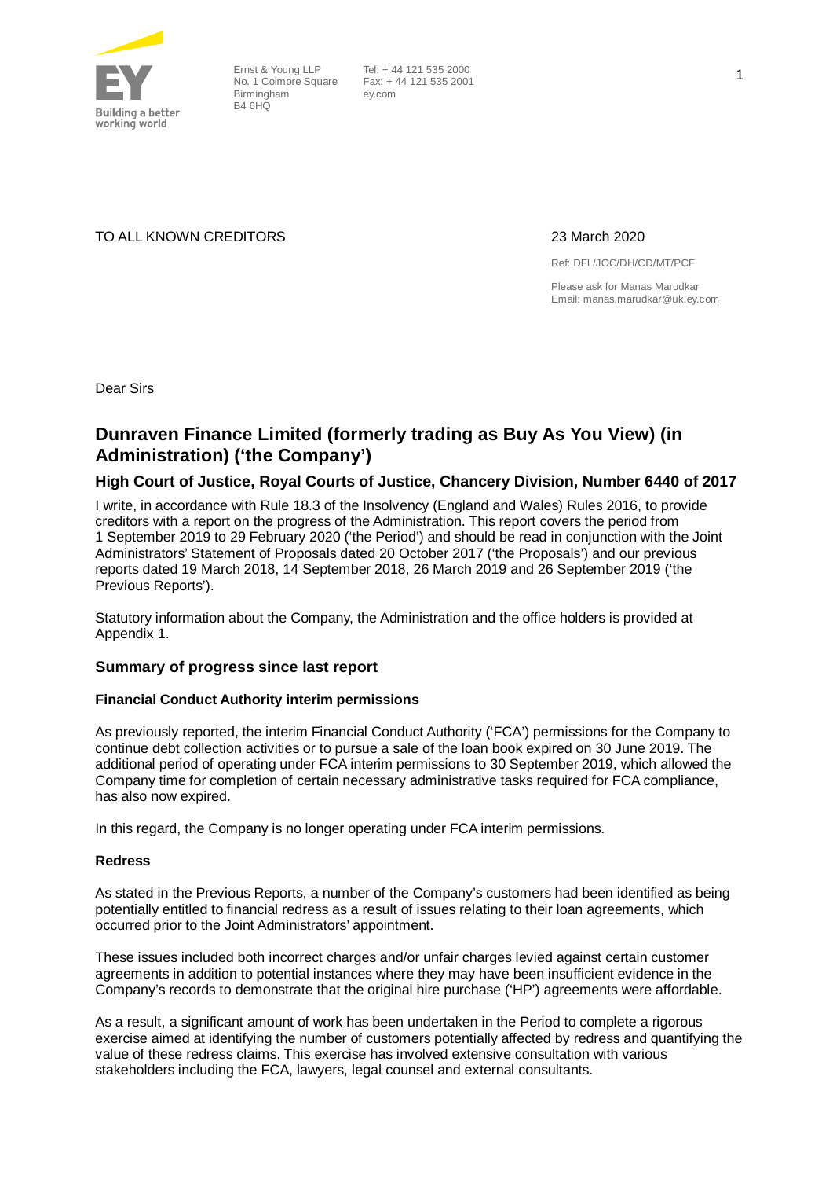Ernst & Young LLP
No. 1 Colmore Square
Birmingham
B4 6HQ

Tel: + 44 121 535 2000
Fax: + 44 121 535 2001
ey.com

TO ALL KNOWN CREDITORS

23 March 2020

Ref: DFL/JOC/DH/CD/MT/PCF

Please ask for Manas Marudkar
Email: manas.marudkar@uk.ey.com

Dear Sirs

# Dunraven Finance Limited (formerly trading as Buy As You View) (in Administration) ('the Company')

## High Court of Justice, Royal Courts of Justice, Chancery Division, Number 6440 of 2017

I write, in accordance with Rule 18.3 of the Insolvency (England and Wales) Rules 2016, to provide creditors with a report on the progress of the Administration. This report covers the period from 1 September 2019 to 29 February 2020 ('the Period') and should be read in conjunction with the Joint Administrators' Statement of Proposals dated 20 October 2017 ('the Proposals') and our previous reports dated 19 March 2018, 14 September 2018, 26 March 2019 and 26 September 2019 ('the Previous Reports').

Statutory information about the Company, the Administration and the office holders is provided at Appendix 1.

### Summary of progress since last report

#### Financial Conduct Authority interim permissions

As previously reported, the interim Financial Conduct Authority ('FCA') permissions for the Company to continue debt collection activities or to pursue a sale of the loan book expired on 30 June 2019. The additional period of operating under FCA interim permissions to 30 September 2019, which allowed the Company time for completion of certain necessary administrative tasks required for FCA compliance, has also now expired.

In this regard, the Company is no longer operating under FCA interim permissions.

#### Redress

As stated in the Previous Reports, a number of the Company's customers had been identified as being potentially entitled to financial redress as a result of issues relating to their loan agreements, which occurred prior to the Joint Administrators' appointment.

These issues included both incorrect charges and/or unfair charges levied against certain customer agreements in addition to potential instances where they may have been insufficient evidence in the Company's records to demonstrate that the original hire purchase ('HP') agreements were affordable.

As a result, a significant amount of work has been undertaken in the Period to complete a rigorous exercise aimed at identifying the number of customers potentially affected by redress and quantifying the value of these redress claims. This exercise has involved extensive consultation with various stakeholders including the FCA, lawyers, legal counsel and external consultants.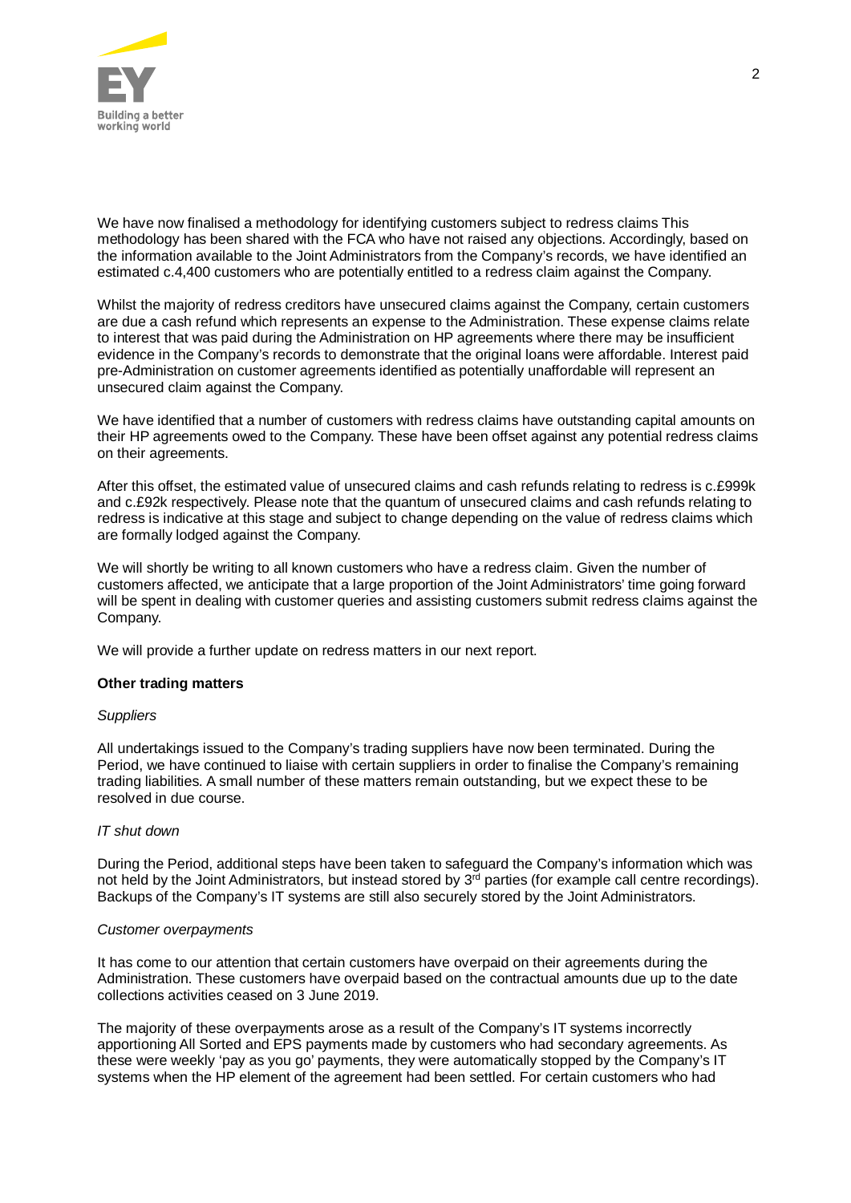We have now finalised a methodology for identifying customers subject to redress claims This methodology has been shared with the FCA who have not raised any objections. Accordingly, based on the information available to the Joint Administrators from the Company's records, we have identified an estimated c.4,400 customers who are potentially entitled to a redress claim against the Company.

Whilst the majority of redress creditors have unsecured claims against the Company, certain customers are due a cash refund which represents an expense to the Administration. These expense claims relate to interest that was paid during the Administration on HP agreements where there may be insufficient evidence in the Company's records to demonstrate that the original loans were affordable. Interest paid pre-Administration on customer agreements identified as potentially unaffordable will represent an unsecured claim against the Company.

We have identified that a number of customers with redress claims have outstanding capital amounts on their HP agreements owed to the Company. These have been offset against any potential redress claims on their agreements.

After this offset, the estimated value of unsecured claims and cash refunds relating to redress is c.£999k and c.£92k respectively. Please note that the quantum of unsecured claims and cash refunds relating to redress is indicative at this stage and subject to change depending on the value of redress claims which are formally lodged against the Company.

We will shortly be writing to all known customers who have a redress claim. Given the number of customers affected, we anticipate that a large proportion of the Joint Administrators' time going forward will be spent in dealing with customer queries and assisting customers submit redress claims against the Company.

We will provide a further update on redress matters in our next report.

**Other trading matters**

*Suppliers*

All undertakings issued to the Company's trading suppliers have now been terminated. During the Period, we have continued to liaise with certain suppliers in order to finalise the Company's remaining trading liabilities. A small number of these matters remain outstanding, but we expect these to be resolved in due course.

*IT shut down*

During the Period, additional steps have been taken to safeguard the Company's information which was not held by the Joint Administrators, but instead stored by 3rd parties (for example call centre recordings). Backups of the Company's IT systems are still also securely stored by the Joint Administrators.

*Customer overpayments*

It has come to our attention that certain customers have overpaid on their agreements during the Administration. These customers have overpaid based on the contractual amounts due up to the date collections activities ceased on 3 June 2019.

The majority of these overpayments arose as a result of the Company's IT systems incorrectly apportioning All Sorted and EPS payments made by customers who had secondary agreements. As these were weekly 'pay as you go' payments, they were automatically stopped by the Company's IT systems when the HP element of the agreement had been settled. For certain customers who had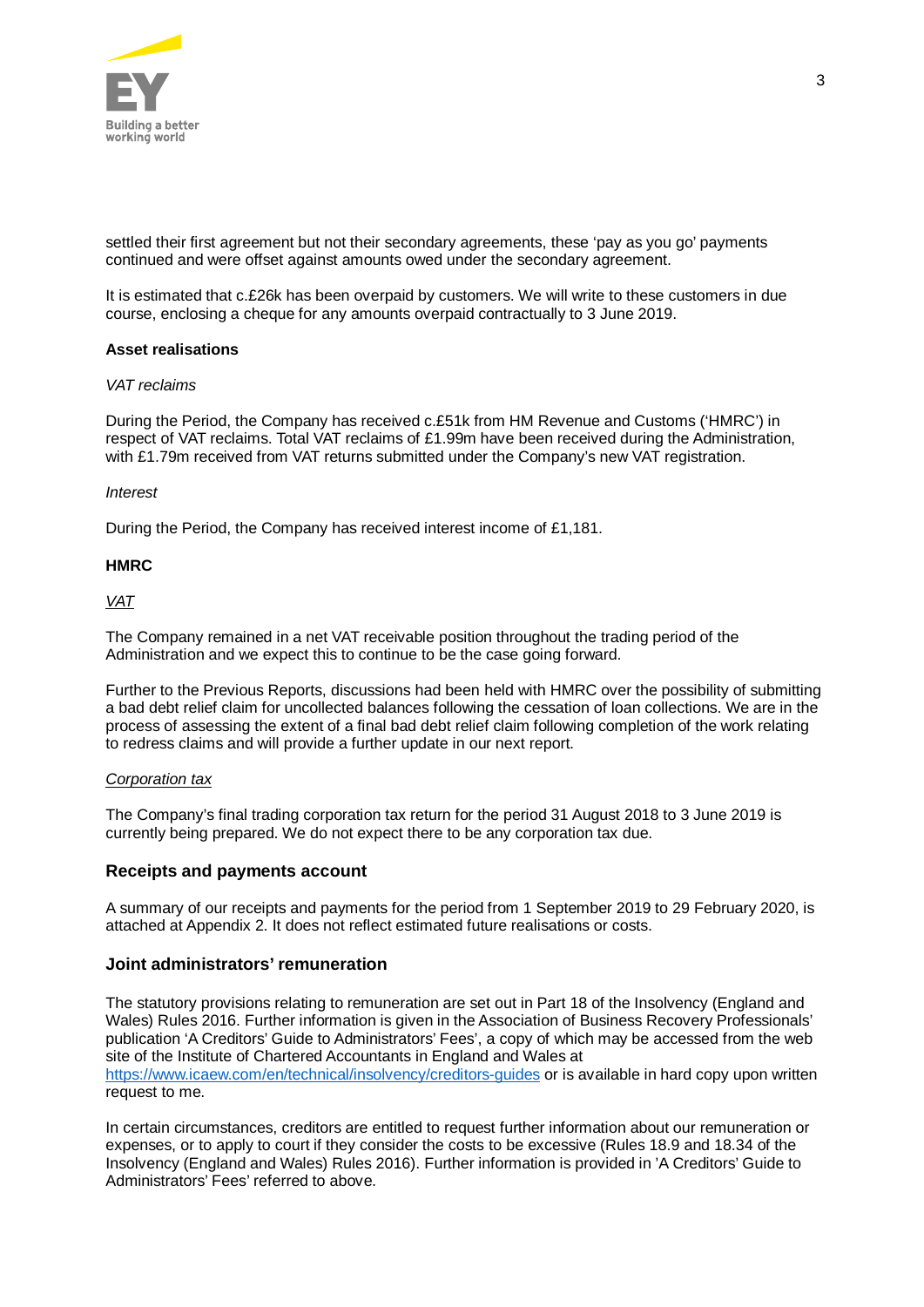settled their first agreement but not their secondary agreements, these 'pay as you go' payments continued and were offset against amounts owed under the secondary agreement.

It is estimated that c.£26k has been overpaid by customers. We will write to these customers in due course, enclosing a cheque for any amounts overpaid contractually to 3 June 2019.

**Asset realisations**

*VAT reclaims*

During the Period, the Company has received c.£51k from HM Revenue and Customs ('HMRC') in respect of VAT reclaims. Total VAT reclaims of £1.99m have been received during the Administration, with £1.79m received from VAT returns submitted under the Company's new VAT registration.

*Interest*

During the Period, the Company has received interest income of £1,181.

**HMRC**

<u>VAT</u>

The Company remained in a net VAT receivable position throughout the trading period of the Administration and we expect this to continue to be the case going forward.

Further to the Previous Reports, discussions had been held with HMRC over the possibility of submitting a bad debt relief claim for uncollected balances following the cessation of loan collections. We are in the process of assessing the extent of a final bad debt relief claim following completion of the work relating to redress claims and will provide a further update in our next report.

<u>*Corporation tax*</u>

The Company's final trading corporation tax return for the period 31 August 2018 to 3 June 2019 is currently being prepared. We do not expect there to be any corporation tax due.

## Receipts and payments account

A summary of our receipts and payments for the period from 1 September 2019 to 29 February 2020, is attached at Appendix 2. It does not reflect estimated future realisations or costs.

## Joint administrators' remuneration

The statutory provisions relating to remuneration are set out in Part 18 of the Insolvency (England and Wales) Rules 2016. Further information is given in the Association of Business Recovery Professionals' publication 'A Creditors' Guide to Administrators' Fees', a copy of which may be accessed from the web site of the Institute of Chartered Accountants in England and Wales at https://www.icaew.com/en/technical/insolvency/creditors-guides or is available in hard copy upon written request to me.

In certain circumstances, creditors are entitled to request further information about our remuneration or expenses, or to apply to court if they consider the costs to be excessive (Rules 18.9 and 18.34 of the Insolvency (England and Wales) Rules 2016). Further information is provided in 'A Creditors' Guide to Administrators' Fees' referred to above.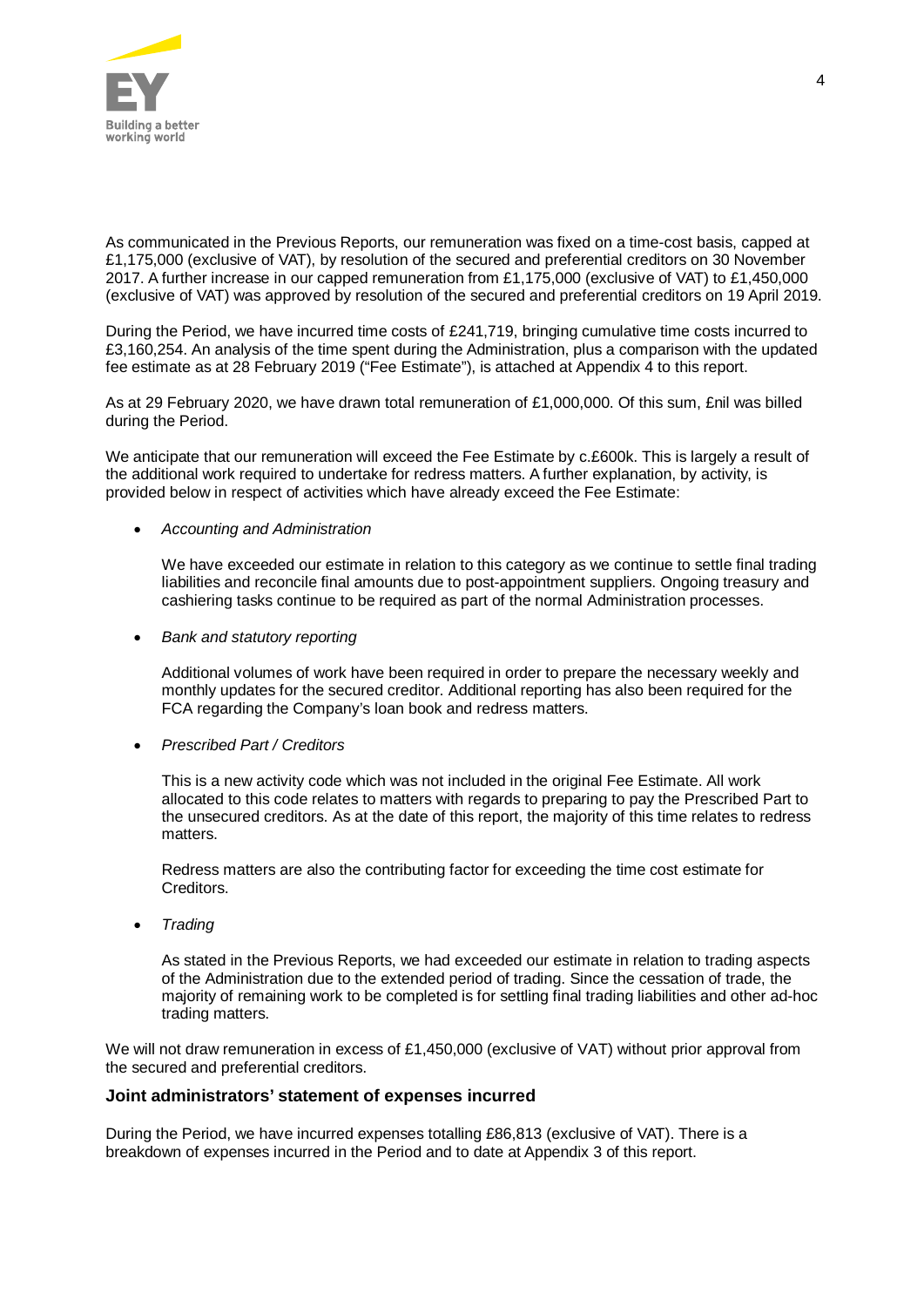As communicated in the Previous Reports, our remuneration was fixed on a time-cost basis, capped at £1,175,000 (exclusive of VAT), by resolution of the secured and preferential creditors on 30 November 2017. A further increase in our capped remuneration from £1,175,000 (exclusive of VAT) to £1,450,000 (exclusive of VAT) was approved by resolution of the secured and preferential creditors on 19 April 2019.

During the Period, we have incurred time costs of £241,719, bringing cumulative time costs incurred to £3,160,254. An analysis of the time spent during the Administration, plus a comparison with the updated fee estimate as at 28 February 2019 ("Fee Estimate"), is attached at Appendix 4 to this report.

As at 29 February 2020, we have drawn total remuneration of £1,000,000. Of this sum, £nil was billed during the Period.

We anticipate that our remuneration will exceed the Fee Estimate by c.£600k. This is largely a result of the additional work required to undertake for redress matters. A further explanation, by activity, is provided below in respect of activities which have already exceed the Fee Estimate:

- *Accounting and Administration*

  We have exceeded our estimate in relation to this category as we continue to settle final trading liabilities and reconcile final amounts due to post-appointment suppliers. Ongoing treasury and cashiering tasks continue to be required as part of the normal Administration processes.

- *Bank and statutory reporting*

  Additional volumes of work have been required in order to prepare the necessary weekly and monthly updates for the secured creditor. Additional reporting has also been required for the FCA regarding the Company's loan book and redress matters.

- *Prescribed Part / Creditors*

  This is a new activity code which was not included in the original Fee Estimate. All work allocated to this code relates to matters with regards to preparing to pay the Prescribed Part to the unsecured creditors. As at the date of this report, the majority of this time relates to redress matters.

  Redress matters are also the contributing factor for exceeding the time cost estimate for Creditors.

- *Trading*

  As stated in the Previous Reports, we had exceeded our estimate in relation to trading aspects of the Administration due to the extended period of trading. Since the cessation of trade, the majority of remaining work to be completed is for settling final trading liabilities and other ad-hoc trading matters.

We will not draw remuneration in excess of £1,450,000 (exclusive of VAT) without prior approval from the secured and preferential creditors.

### Joint administrators' statement of expenses incurred

During the Period, we have incurred expenses totalling £86,813 (exclusive of VAT). There is a breakdown of expenses incurred in the Period and to date at Appendix 3 of this report.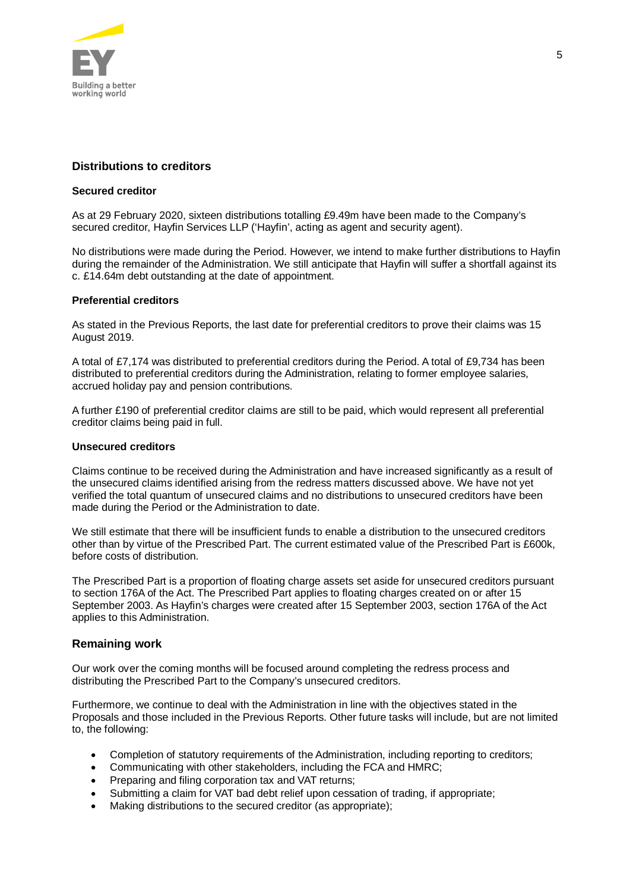## Distributions to creditors

### Secured creditor

As at 29 February 2020, sixteen distributions totalling £9.49m have been made to the Company's secured creditor, Hayfin Services LLP ('Hayfin', acting as agent and security agent).

No distributions were made during the Period. However, we intend to make further distributions to Hayfin during the remainder of the Administration. We still anticipate that Hayfin will suffer a shortfall against its c. £14.64m debt outstanding at the date of appointment.

### Preferential creditors

As stated in the Previous Reports, the last date for preferential creditors to prove their claims was 15 August 2019.

A total of £7,174 was distributed to preferential creditors during the Period. A total of £9,734 has been distributed to preferential creditors during the Administration, relating to former employee salaries, accrued holiday pay and pension contributions.

A further £190 of preferential creditor claims are still to be paid, which would represent all preferential creditor claims being paid in full.

### Unsecured creditors

Claims continue to be received during the Administration and have increased significantly as a result of the unsecured claims identified arising from the redress matters discussed above. We have not yet verified the total quantum of unsecured claims and no distributions to unsecured creditors have been made during the Period or the Administration to date.

We still estimate that there will be insufficient funds to enable a distribution to the unsecured creditors other than by virtue of the Prescribed Part. The current estimated value of the Prescribed Part is £600k, before costs of distribution.

The Prescribed Part is a proportion of floating charge assets set aside for unsecured creditors pursuant to section 176A of the Act. The Prescribed Part applies to floating charges created on or after 15 September 2003. As Hayfin's charges were created after 15 September 2003, section 176A of the Act applies to this Administration.

## Remaining work

Our work over the coming months will be focused around completing the redress process and distributing the Prescribed Part to the Company's unsecured creditors.

Furthermore, we continue to deal with the Administration in line with the objectives stated in the Proposals and those included in the Previous Reports. Other future tasks will include, but are not limited to, the following:

- Completion of statutory requirements of the Administration, including reporting to creditors;
- Communicating with other stakeholders, including the FCA and HMRC;
- Preparing and filing corporation tax and VAT returns;
- Submitting a claim for VAT bad debt relief upon cessation of trading, if appropriate;
- Making distributions to the secured creditor (as appropriate);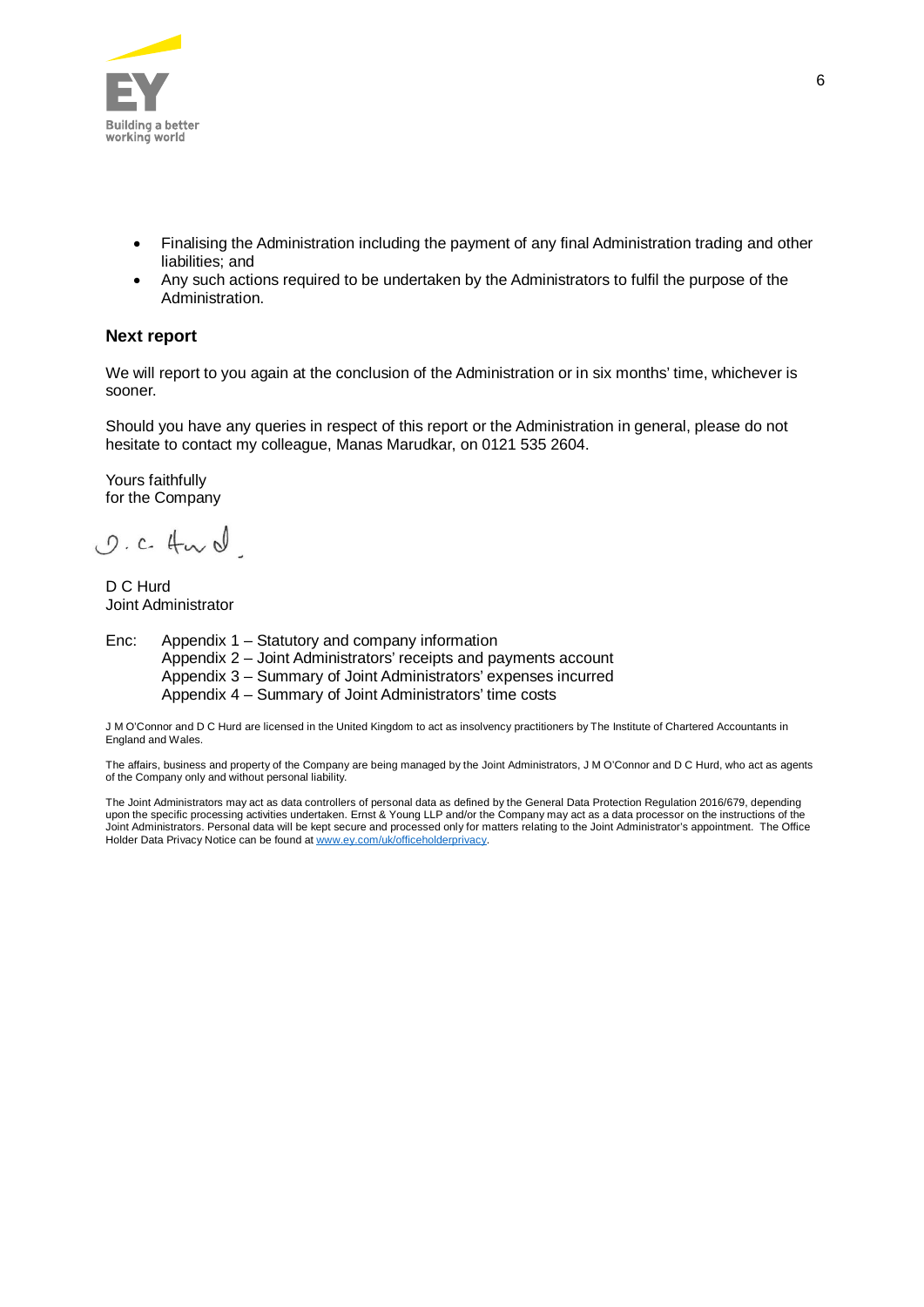- Finalising the Administration including the payment of any final Administration trading and other liabilities; and
- Any such actions required to be undertaken by the Administrators to fulfil the purpose of the Administration.

## Next report

We will report to you again at the conclusion of the Administration or in six months' time, whichever is sooner.

Should you have any queries in respect of this report or the Administration in general, please do not hesitate to contact my colleague, Manas Marudkar, on 0121 535 2604.

Yours faithfully
for the Company

D. C. Hurd

D C Hurd
Joint Administrator

Enc: Appendix 1 – Statutory and company information
Appendix 2 – Joint Administrators' receipts and payments account
Appendix 3 – Summary of Joint Administrators' expenses incurred
Appendix 4 – Summary of Joint Administrators' time costs

J M O'Connor and D C Hurd are licensed in the United Kingdom to act as insolvency practitioners by The Institute of Chartered Accountants in England and Wales.

The affairs, business and property of the Company are being managed by the Joint Administrators, J M O'Connor and D C Hurd, who act as agents of the Company only and without personal liability.

The Joint Administrators may act as data controllers of personal data as defined by the General Data Protection Regulation 2016/679, depending upon the specific processing activities undertaken. Ernst & Young LLP and/or the Company may act as a data processor on the instructions of the Joint Administrators. Personal data will be kept secure and processed only for matters relating to the Joint Administrator's appointment. The Office Holder Data Privacy Notice can be found at www.ey.com/uk/officeholderprivacy.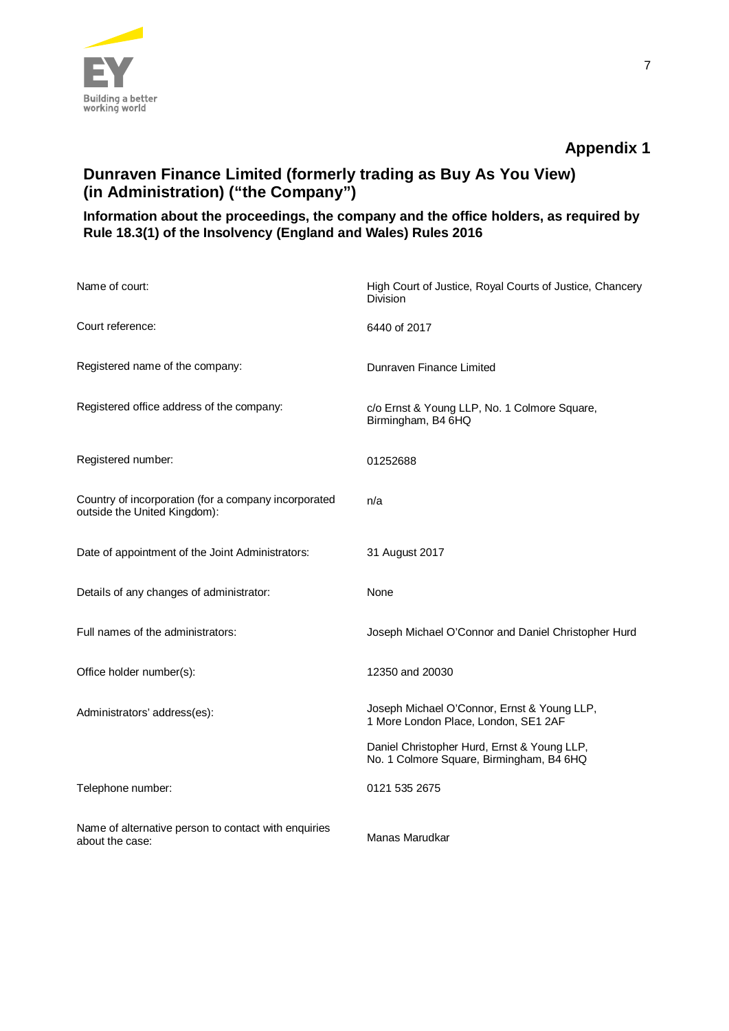## Appendix 1

## Dunraven Finance Limited (formerly trading as Buy As You View) (in Administration) ("the Company")

**Information about the proceedings, the company and the office holders, as required by Rule 18.3(1) of the Insolvency (England and Wales) Rules 2016**

| | |
|---|---|
| Name of court: | High Court of Justice, Royal Courts of Justice, Chancery Division |
| Court reference: | 6440 of 2017 |
| Registered name of the company: | Dunraven Finance Limited |
| Registered office address of the company: | c/o Ernst & Young LLP, No. 1 Colmore Square, Birmingham, B4 6HQ |
| Registered number: | 01252688 |
| Country of incorporation (for a company incorporated outside the United Kingdom): | n/a |
| Date of appointment of the Joint Administrators: | 31 August 2017 |
| Details of any changes of administrator: | None |
| Full names of the administrators: | Joseph Michael O'Connor and Daniel Christopher Hurd |
| Office holder number(s): | 12350 and 20030 |
| Administrators' address(es): | Joseph Michael O'Connor, Ernst & Young LLP, 1 More London Place, London, SE1 2AF<br><br>Daniel Christopher Hurd, Ernst & Young LLP, No. 1 Colmore Square, Birmingham, B4 6HQ |
| Telephone number: | 0121 535 2675 |
| Name of alternative person to contact with enquiries about the case: | Manas Marudkar |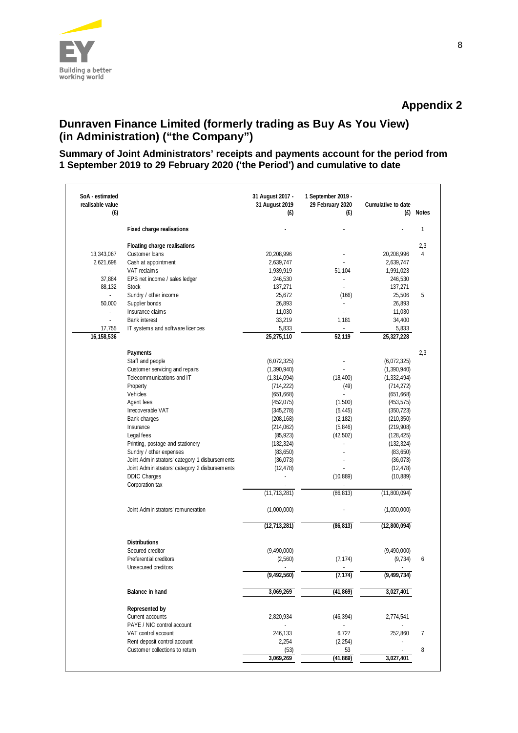## Appendix 2

# Dunraven Finance Limited (formerly trading as Buy As You View) (in Administration) ("the Company")

### Summary of Joint Administrators' receipts and payments account for the period from 1 September 2019 to 29 February 2020 ('the Period') and cumulative to date

| SoA - estimated realisable value (£) | | 31 August 2017 - 31 August 2019 (£) | 1 September 2019 - 29 February 2020 (£) | Cumulative to date (£) | Notes |
|---|---|---|---|---|---|
| | **Fixed charge realisations** | - | - | - | 1 |
| | **Floating charge realisations** | | | | 2,3 |
| 13,343,067 | Customer loans | 20,208,996 | - | 20,208,996 | 4 |
| 2,621,698 | Cash at appointment | 2,639,747 | - | 2,639,747 | |
| - | VAT reclaims | 1,939,919 | 51,104 | 1,991,023 | |
| 37,884 | EPS net income / sales ledger | 246,530 | - | 246,530 | |
| 88,132 | Stock | 137,271 | - | 137,271 | |
| - | Sundry / other income | 25,672 | (166) | 25,506 | 5 |
| 50,000 | Supplier bonds | 26,893 | - | 26,893 | |
| - | Insurance claims | 11,030 | - | 11,030 | |
| - | Bank interest | 33,219 | 1,181 | 34,400 | |
| 17,755 | IT systems and software licences | 5,833 | - | 5,833 | |
| **16,158,536** | | **25,275,110** | **52,119** | **25,327,228** | |
| | **Payments** | | | | 2,3 |
| | Staff and people | (6,072,325) | - | (6,072,325) | |
| | Customer servicing and repairs | (1,390,940) | - | (1,390,940) | |
| | Telecommunications and IT | (1,314,094) | (18,400) | (1,332,494) | |
| | Property | (714,222) | (49) | (714,272) | |
| | Vehicles | (651,668) | - | (651,668) | |
| | Agent fees | (452,075) | (1,500) | (453,575) | |
| | Irrecoverable VAT | (345,278) | (5,445) | (350,723) | |
| | Bank charges | (208,168) | (2,182) | (210,350) | |
| | Insurance | (214,062) | (5,846) | (219,908) | |
| | Legal fees | (85,923) | (42,502) | (128,425) | |
| | Printing, postage and stationery | (132,324) | - | (132,324) | |
| | Sundry / other expenses | (83,650) | - | (83,650) | |
| | Joint Administrators' category 1 disbursements | (36,073) | - | (36,073) | |
| | Joint Administrators' category 2 disbursements | (12,478) | - | (12,478) | |
| | DDIC Charges | - | (10,889) | (10,889) | |
| | Corporation tax | - | - | - | |
| | | (11,713,281) | (86,813) | (11,800,094) | |
| | Joint Administrators' remuneration | (1,000,000) | - | (1,000,000) | |
| | | **(12,713,281)** | **(86,813)** | **(12,800,094)** | |
| | **Distributions** | | | | |
| | Secured creditor | (9,490,000) | - | (9,490,000) | |
| | Preferential creditors | (2,560) | (7,174) | (9,734) | 6 |
| | Unsecured creditors | - | - | - | |
| | | **(9,492,560)** | **(7,174)** | **(9,499,734)** | |
| | **Balance in hand** | **3,069,269** | **(41,869)** | **3,027,401** | |
| | **Represented by** | | | | |
| | Current accounts | 2,820,934 | (46,394) | 2,774,541 | |
| | PAYE / NIC control account | - | - | - | |
| | VAT control account | 246,133 | 6,727 | 252,860 | 7 |
| | Rent deposit control account | 2,254 | (2,254) | - | |
| | Customer collections to return | (53) | 53 | - | 8 |
| | | **3,069,269** | **(41,869)** | **3,027,401** | |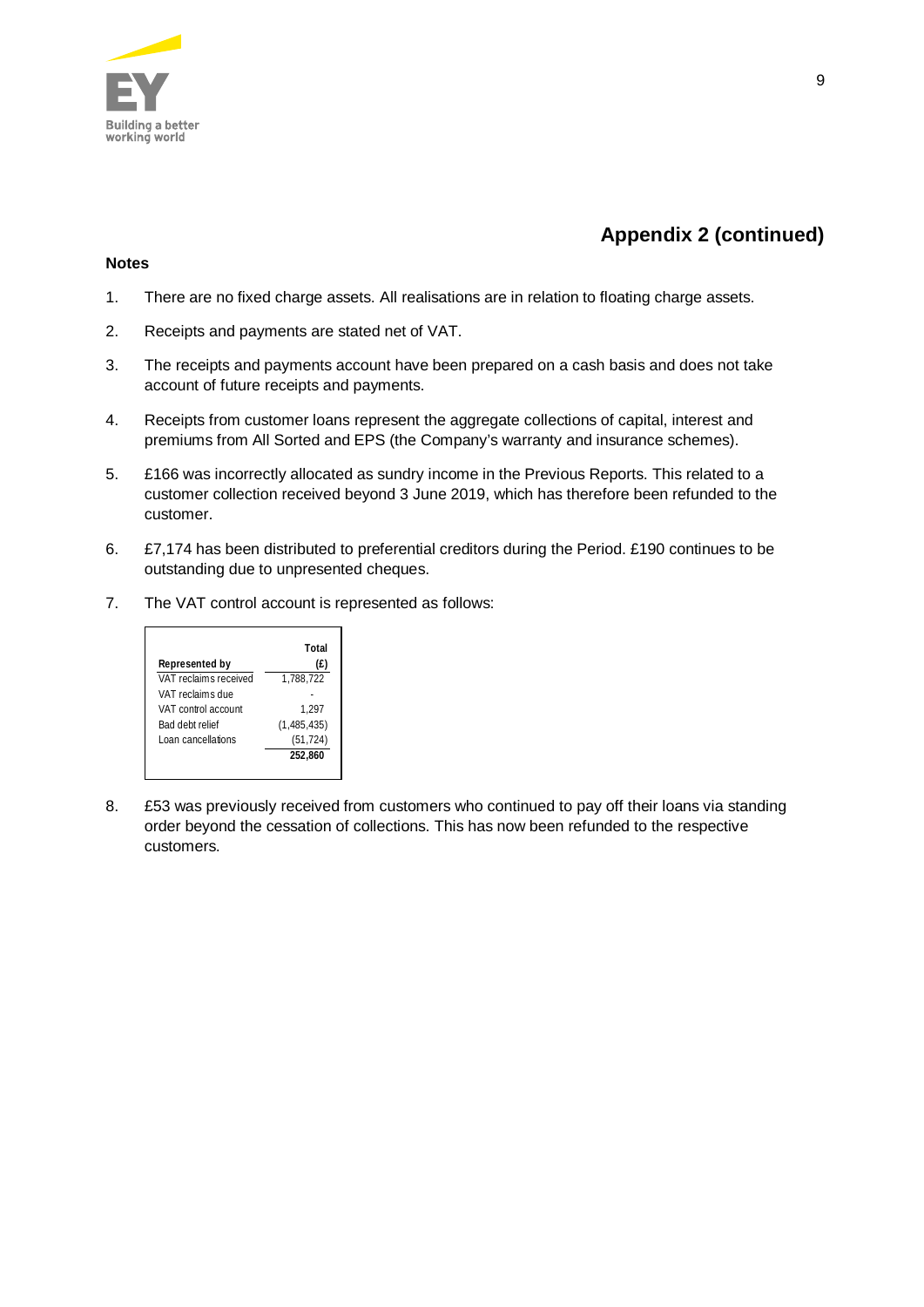## Appendix 2 (continued)

**Notes**

1. There are no fixed charge assets. All realisations are in relation to floating charge assets.
2. Receipts and payments are stated net of VAT.
3. The receipts and payments account have been prepared on a cash basis and does not take account of future receipts and payments.
4. Receipts from customer loans represent the aggregate collections of capital, interest and premiums from All Sorted and EPS (the Company's warranty and insurance schemes).
5. £166 was incorrectly allocated as sundry income in the Previous Reports. This related to a customer collection received beyond 3 June 2019, which has therefore been refunded to the customer.
6. £7,174 has been distributed to preferential creditors during the Period. £190 continues to be outstanding due to unpresented cheques.
7. The VAT control account is represented as follows:

| Represented by | Total (£) |
|---|---|
| VAT reclaims received | 1,788,722 |
| VAT reclaims due | - |
| VAT control account | 1,297 |
| Bad debt relief | (1,485,435) |
| Loan cancellations | (51,724) |
| | **252,860** |

8. £53 was previously received from customers who continued to pay off their loans via standing order beyond the cessation of collections. This has now been refunded to the respective customers.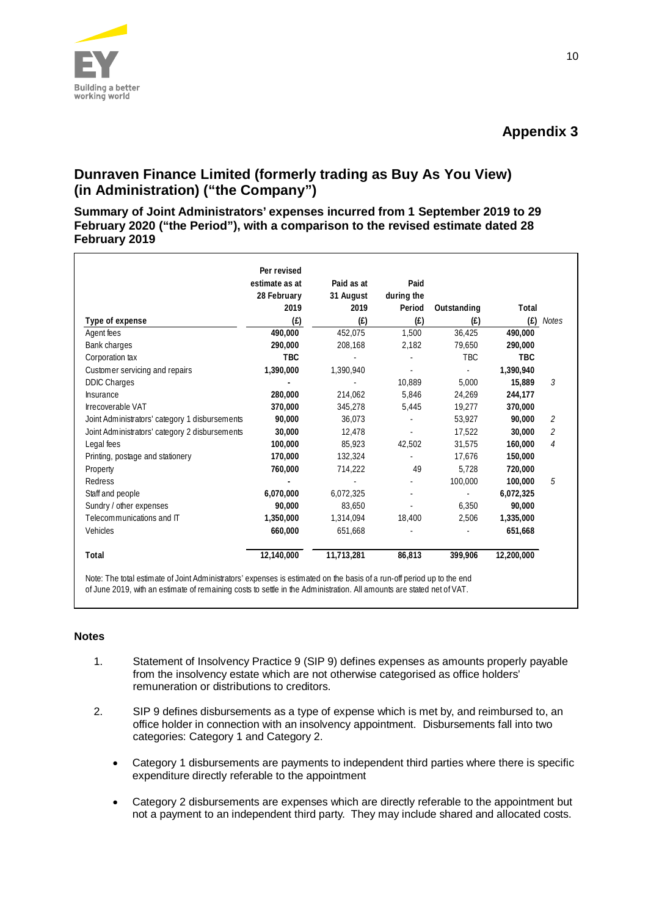# Appendix 3

## Dunraven Finance Limited (formerly trading as Buy As You View) (in Administration) ("the Company")

### Summary of Joint Administrators' expenses incurred from 1 September 2019 to 29 February 2020 ("the Period"), with a comparison to the revised estimate dated 28 February 2019

| Type of expense | Per revised estimate as at 28 February 2019 (£) | Paid as at 31 August 2019 (£) | Paid during the Period (£) | Outstanding (£) | Total (£) | Notes |
|---|---|---|---|---|---|---|
| Agent fees | **490,000** | 452,075 | 1,500 | 36,425 | **490,000** | |
| Bank charges | **290,000** | 208,168 | 2,182 | 79,650 | **290,000** | |
| Corporation tax | **TBC** | - | - | TBC | **TBC** | |
| Customer servicing and repairs | **1,390,000** | 1,390,940 | - | - | **1,390,940** | |
| DDIC Charges | **-** | - | 10,889 | 5,000 | **15,889** | *3* |
| Insurance | **280,000** | 214,062 | 5,846 | 24,269 | **244,177** | |
| Irrecoverable VAT | **370,000** | 345,278 | 5,445 | 19,277 | **370,000** | |
| Joint Administrators' category 1 disbursements | **90,000** | 36,073 | - | 53,927 | **90,000** | *2* |
| Joint Administrators' category 2 disbursements | **30,000** | 12,478 | - | 17,522 | **30,000** | *2* |
| Legal fees | **100,000** | 85,923 | 42,502 | 31,575 | **160,000** | *4* |
| Printing, postage and stationery | **170,000** | 132,324 | - | 17,676 | **150,000** | |
| Property | **760,000** | 714,222 | 49 | 5,728 | **720,000** | |
| Redress | **-** | - | - | 100,000 | **100,000** | *5* |
| Staff and people | **6,070,000** | 6,072,325 | - | - | **6,072,325** | |
| Sundry / other expenses | **90,000** | 83,650 | - | 6,350 | **90,000** | |
| Telecommunications and IT | **1,350,000** | 1,314,094 | 18,400 | 2,506 | **1,335,000** | |
| Vehicles | **660,000** | 651,668 | - | - | **651,668** | |
| **Total** | **12,140,000** | **11,713,281** | **86,813** | **399,906** | **12,200,000** | |

Note: The total estimate of Joint Administrators' expenses is estimated on the basis of a run-off period up to the end of June 2019, with an estimate of remaining costs to settle in the Administration. All amounts are stated net of VAT.

### Notes

1. Statement of Insolvency Practice 9 (SIP 9) defines expenses as amounts properly payable from the insolvency estate which are not otherwise categorised as office holders' remuneration or distributions to creditors.

2. SIP 9 defines disbursements as a type of expense which is met by, and reimbursed to, an office holder in connection with an insolvency appointment. Disbursements fall into two categories: Category 1 and Category 2.

   - Category 1 disbursements are payments to independent third parties where there is specific expenditure directly referable to the appointment
   - Category 2 disbursements are expenses which are directly referable to the appointment but not a payment to an independent third party. They may include shared and allocated costs.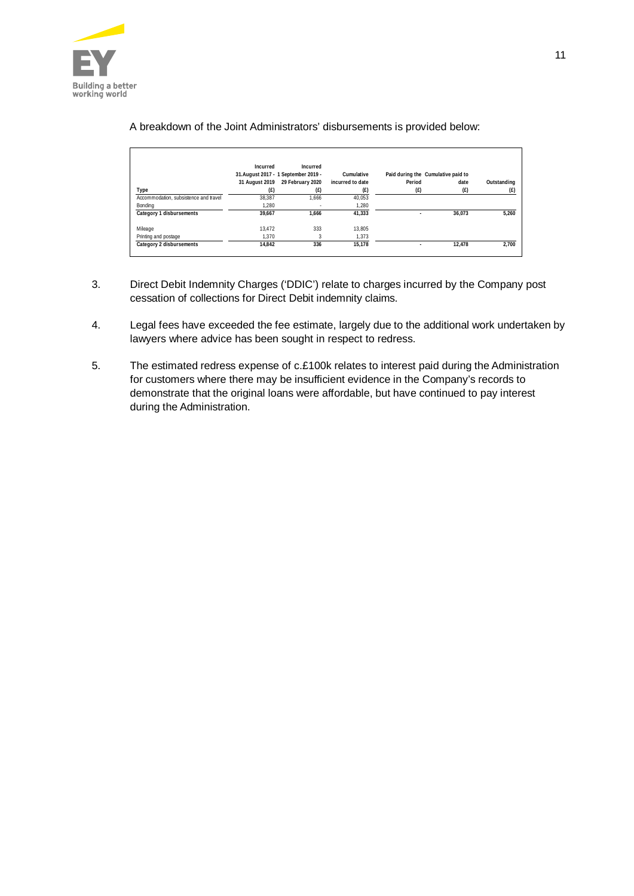A breakdown of the Joint Administrators' disbursements is provided below:

| Type | Incurred 31 August 2017 - 31 August 2019 (£) | Incurred 1 September 2019 - 29 February 2020 (£) | Cumulative incurred to date (£) | Paid during the Period (£) | Cumulative paid to date (£) | Outstanding (£) |
|---|---|---|---|---|---|---|
| Accommodation, subsistence and travel | 38,387 | 1,666 | 40,053 | | | |
| Bonding | 1,280 | - | 1,280 | | | |
| **Category 1 disbursements** | **39,667** | **1,666** | **41,333** | **-** | **36,073** | **5,260** |
| Mileage | 13,472 | 333 | 13,805 | | | |
| Printing and postage | 1,370 | 3 | 1,373 | | | |
| **Category 2 disbursements** | **14,842** | **336** | **15,178** | **-** | **12,478** | **2,700** |

3. Direct Debit Indemnity Charges ('DDIC') relate to charges incurred by the Company post cessation of collections for Direct Debit indemnity claims.

4. Legal fees have exceeded the fee estimate, largely due to the additional work undertaken by lawyers where advice has been sought in respect to redress.

5. The estimated redress expense of c.£100k relates to interest paid during the Administration for customers where there may be insufficient evidence in the Company's records to demonstrate that the original loans were affordable, but have continued to pay interest during the Administration.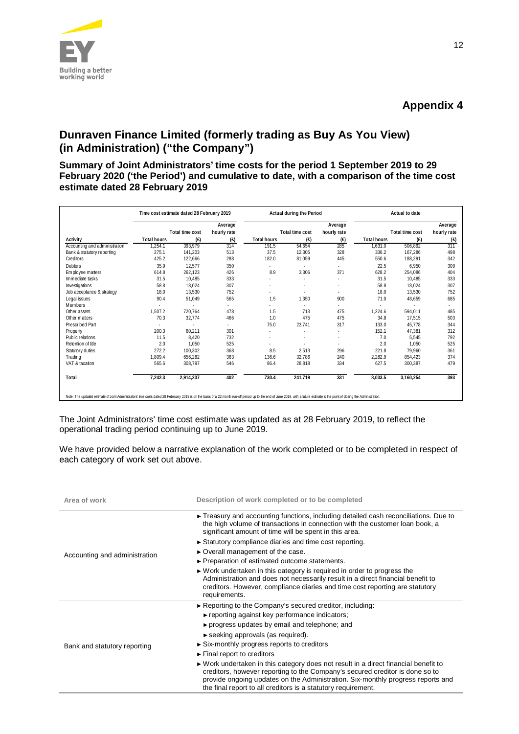## Appendix 4

# Dunraven Finance Limited (formerly trading as Buy As You View) (in Administration) ("the Company")

### Summary of Joint Administrators' time costs for the period 1 September 2019 to 29 February 2020 ('the Period') and cumulative to date, with a comparison of the time cost estimate dated 28 February 2019

| | Time cost estimate dated 28 February 2019 | | | Actual during the Period | | | Actual to date | | |
|---|---|---|---|---|---|---|---|---|---|
| Activity | Total hours | Total time cost (£) | Average hourly rate (£) | Total hours | Total time cost (£) | Average hourly rate (£) | Total hours | Total time cost (£) | Average hourly rate (£) |
| Accounting and administration | 1,254.1 | 393,979 | 314 | 191.5 | 54,654 | 285 | 1,631.0 | 506,892 | 311 |
| Bank & statutory reporting | 275.1 | 141,203 | 513 | 37.5 | 12,305 | 328 | 336.2 | 167,286 | 498 |
| Creditors | 425.2 | 122,666 | 288 | 182.0 | 81,059 | 445 | 550.6 | 188,291 | 342 |
| Debtors | 35.9 | 12,577 | 350 | - | - | - | 22.5 | 6,950 | 309 |
| Employee matters | 614.8 | 262,123 | 426 | 8.9 | 3,306 | 371 | 628.2 | 254,086 | 404 |
| Immediate tasks | 31.5 | 10,485 | 333 | - | - | - | 31.5 | 10,485 | 333 |
| Investigations | 58.8 | 18,024 | 307 | - | - | - | 58.8 | 18,024 | 307 |
| Job acceptance & strategy | 18.0 | 13,530 | 752 | - | - | - | 18.0 | 13,530 | 752 |
| Legal issues | 90.4 | 51,049 | 565 | 1.5 | 1,350 | 900 | 71.0 | 48,659 | 685 |
| Members | - | - | - | - | - | - | - | - | - |
| Other assets | 1,507.2 | 720,764 | 478 | 1.5 | 713 | 475 | 1,224.6 | 594,011 | 485 |
| Other matters | 70.3 | 32,774 | 466 | 1.0 | 475 | 475 | 34.8 | 17,515 | 503 |
| Prescribed Part | - | - | - | 75.0 | 23,741 | 317 | 133.0 | 45,778 | 344 |
| Property | 200.3 | 60,211 | 301 | - | - | - | 152.1 | 47,381 | 312 |
| Public relations | 11.5 | 8,420 | 732 | - | - | - | 7.0 | 5,545 | 792 |
| Retention of title | 2.0 | 1,050 | 525 | - | - | - | 2.0 | 1,050 | 525 |
| Statutory duties | 272.2 | 100,302 | 368 | 8.5 | 2,513 | 296 | 221.8 | 79,960 | 361 |
| Trading | 1,809.4 | 656,282 | 363 | 136.6 | 32,786 | 240 | 2,282.9 | 854,423 | 374 |
| VAT & taxation | 565.6 | 308,797 | 546 | 86.4 | 28,818 | 334 | 627.5 | 300,387 | 479 |
| **Total** | **7,242.3** | **2,914,237** | **402** | **730.4** | **241,719** | **331** | **8,033.5** | **3,160,254** | **393** |

Note: The updated estimate of Joint Administrators' time costs dated 28 February 2019 is on the basis of a 22 month run-off period up to the end of June 2019, with a future estimate to the point of closing the Administration.

The Joint Administrators' time cost estimate was updated as at 28 February 2019, to reflect the operational trading period continuing up to June 2019.

We have provided below a narrative explanation of the work completed or to be completed in respect of each category of work set out above.

| Area of work | Description of work completed or to be completed |
|---|---|
| Accounting and administration | ► Treasury and accounting functions, including detailed cash reconciliations. Due to the high volume of transactions in connection with the customer loan book, a significant amount of time will be spent in this area.<br>► Statutory compliance diaries and time cost reporting.<br>► Overall management of the case.<br>► Preparation of estimated outcome statements.<br>► Work undertaken in this category is required in order to progress the Administration and does not necessarily result in a direct financial benefit to creditors. However, compliance diaries and time cost reporting are statutory requirements. |
| Bank and statutory reporting | ► Reporting to the Company's secured creditor, including:<br>► reporting against key performance indicators;<br>► progress updates by email and telephone; and<br>► seeking approvals (as required).<br>► Six-monthly progress reports to creditors<br>► Final report to creditors<br>► Work undertaken in this category does not result in a direct financial benefit to creditors, however reporting to the Company's secured creditor is done so to provide ongoing updates on the Administration. Six-monthly progress reports and the final report to all creditors is a statutory requirement. |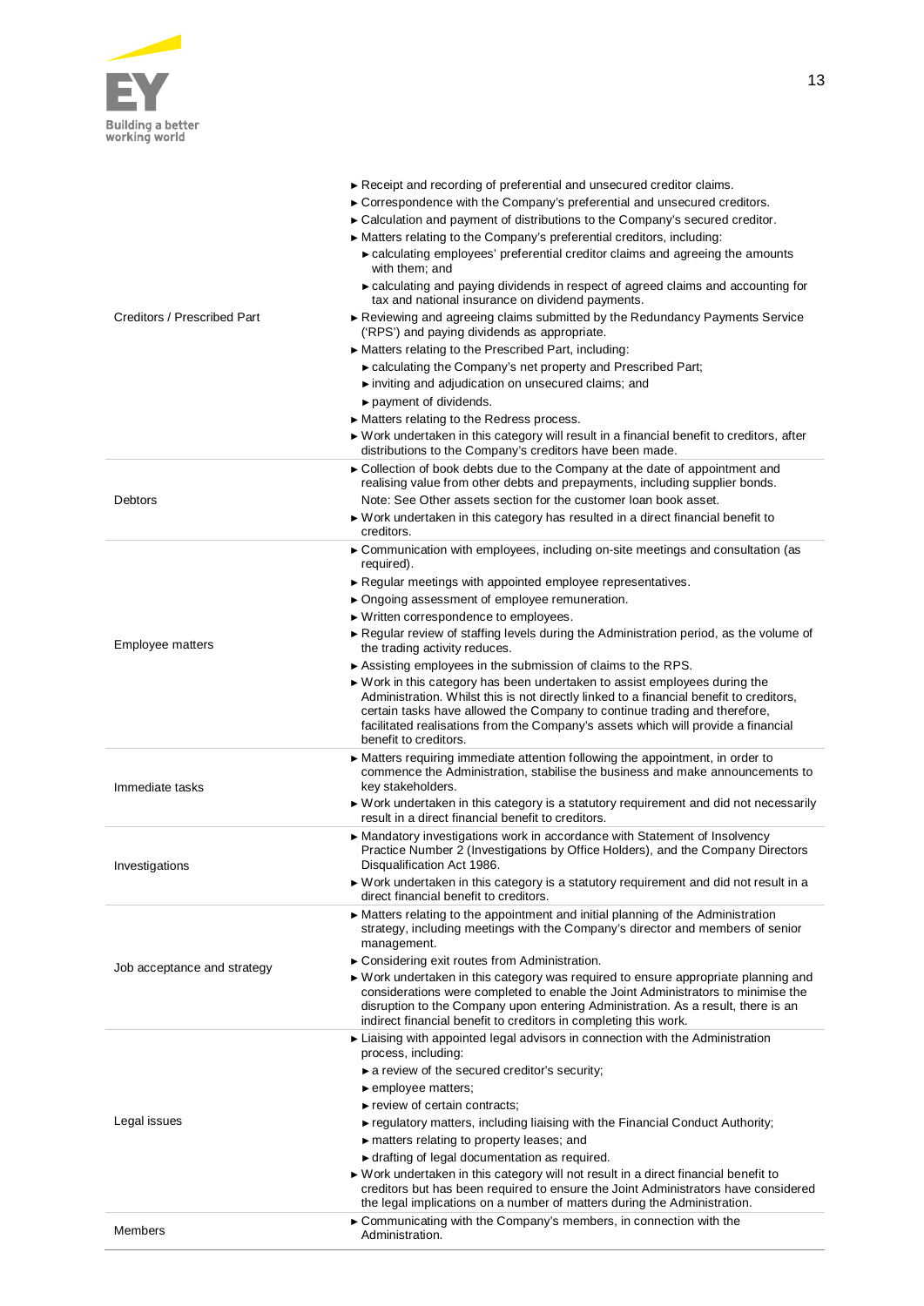| | |
|---|---|
| Creditors / Prescribed Part | ► Receipt and recording of preferential and unsecured creditor claims.<br>► Correspondence with the Company's preferential and unsecured creditors.<br>► Calculation and payment of distributions to the Company's secured creditor.<br>► Matters relating to the Company's preferential creditors, including:<br>► calculating employees' preferential creditor claims and agreeing the amounts with them; and<br>► calculating and paying dividends in respect of agreed claims and accounting for tax and national insurance on dividend payments.<br>► Reviewing and agreeing claims submitted by the Redundancy Payments Service ('RPS') and paying dividends as appropriate.<br>► Matters relating to the Prescribed Part, including:<br>► calculating the Company's net property and Prescribed Part;<br>► inviting and adjudication on unsecured claims; and<br>► payment of dividends.<br>► Matters relating to the Redress process.<br>► Work undertaken in this category will result in a financial benefit to creditors, after distributions to the Company's creditors have been made. |
| Debtors | ► Collection of book debts due to the Company at the date of appointment and realising value from other debts and prepayments, including supplier bonds.<br>Note: See Other assets section for the customer loan book asset.<br>► Work undertaken in this category has resulted in a direct financial benefit to creditors. |
| Employee matters | ► Communication with employees, including on-site meetings and consultation (as required).<br>► Regular meetings with appointed employee representatives.<br>► Ongoing assessment of employee remuneration.<br>► Written correspondence to employees.<br>► Regular review of staffing levels during the Administration period, as the volume of the trading activity reduces.<br>► Assisting employees in the submission of claims to the RPS.<br>► Work in this category has been undertaken to assist employees during the Administration. Whilst this is not directly linked to a financial benefit to creditors, certain tasks have allowed the Company to continue trading and therefore, facilitated realisations from the Company's assets which will provide a financial benefit to creditors. |
| Immediate tasks | ► Matters requiring immediate attention following the appointment, in order to commence the Administration, stabilise the business and make announcements to key stakeholders.<br>► Work undertaken in this category is a statutory requirement and did not necessarily result in a direct financial benefit to creditors. |
| Investigations | ► Mandatory investigations work in accordance with Statement of Insolvency Practice Number 2 (Investigations by Office Holders), and the Company Directors Disqualification Act 1986.<br>► Work undertaken in this category is a statutory requirement and did not result in a direct financial benefit to creditors. |
| Job acceptance and strategy | ► Matters relating to the appointment and initial planning of the Administration strategy, including meetings with the Company's director and members of senior management.<br>► Considering exit routes from Administration.<br>► Work undertaken in this category was required to ensure appropriate planning and considerations were completed to enable the Joint Administrators to minimise the disruption to the Company upon entering Administration. As a result, there is an indirect financial benefit to creditors in completing this work. |
| Legal issues | ► Liaising with appointed legal advisors in connection with the Administration process, including:<br>► a review of the secured creditor's security;<br>► employee matters;<br>► review of certain contracts;<br>► regulatory matters, including liaising with the Financial Conduct Authority;<br>► matters relating to property leases; and<br>► drafting of legal documentation as required.<br>► Work undertaken in this category will not result in a direct financial benefit to creditors but has been required to ensure the Joint Administrators have considered the legal implications on a number of matters during the Administration. |
| Members | ► Communicating with the Company's members, in connection with the Administration. |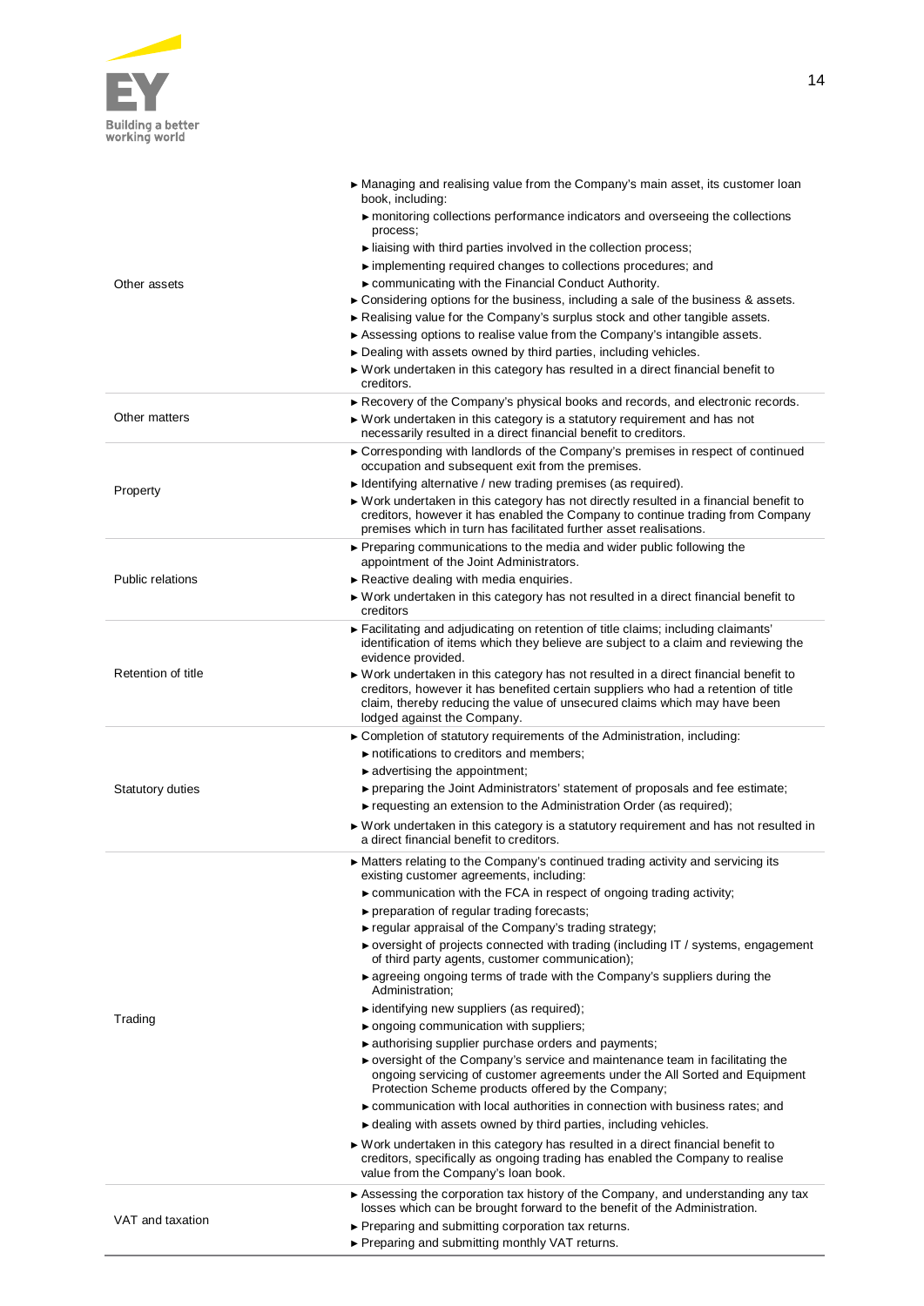| | |
|---|---|
| Other assets | ► Managing and realising value from the Company's main asset, its customer loan book, including:<br>► monitoring collections performance indicators and overseeing the collections process;<br>► liaising with third parties involved in the collection process;<br>► implementing required changes to collections procedures; and<br>► communicating with the Financial Conduct Authority.<br>► Considering options for the business, including a sale of the business & assets.<br>► Realising value for the Company's surplus stock and other tangible assets.<br>► Assessing options to realise value from the Company's intangible assets.<br>► Dealing with assets owned by third parties, including vehicles.<br>► Work undertaken in this category has resulted in a direct financial benefit to creditors. |
| Other matters | ► Recovery of the Company's physical books and records, and electronic records.<br>► Work undertaken in this category is a statutory requirement and has not necessarily resulted in a direct financial benefit to creditors. |
| Property | ► Corresponding with landlords of the Company's premises in respect of continued occupation and subsequent exit from the premises.<br>► Identifying alternative / new trading premises (as required).<br>► Work undertaken in this category has not directly resulted in a financial benefit to creditors, however it has enabled the Company to continue trading from Company premises which in turn has facilitated further asset realisations. |
| Public relations | ► Preparing communications to the media and wider public following the appointment of the Joint Administrators.<br>► Reactive dealing with media enquiries.<br>► Work undertaken in this category has not resulted in a direct financial benefit to creditors |
| Retention of title | ► Facilitating and adjudicating on retention of title claims; including claimants' identification of items which they believe are subject to a claim and reviewing the evidence provided.<br>► Work undertaken in this category has not resulted in a direct financial benefit to creditors, however it has benefited certain suppliers who had a retention of title claim, thereby reducing the value of unsecured claims which may have been lodged against the Company. |
| Statutory duties | ► Completion of statutory requirements of the Administration, including:<br>► notifications to creditors and members;<br>► advertising the appointment;<br>► preparing the Joint Administrators' statement of proposals and fee estimate;<br>► requesting an extension to the Administration Order (as required);<br>► Work undertaken in this category is a statutory requirement and has not resulted in a direct financial benefit to creditors. |
| Trading | ► Matters relating to the Company's continued trading activity and servicing its existing customer agreements, including:<br>► communication with the FCA in respect of ongoing trading activity;<br>► preparation of regular trading forecasts;<br>► regular appraisal of the Company's trading strategy;<br>► oversight of projects connected with trading (including IT / systems, engagement of third party agents, customer communication);<br>► agreeing ongoing terms of trade with the Company's suppliers during the Administration;<br>► identifying new suppliers (as required);<br>► ongoing communication with suppliers;<br>► authorising supplier purchase orders and payments;<br>► oversight of the Company's service and maintenance team in facilitating the ongoing servicing of customer agreements under the All Sorted and Equipment Protection Scheme products offered by the Company;<br>► communication with local authorities in connection with business rates; and<br>► dealing with assets owned by third parties, including vehicles.<br>► Work undertaken in this category has resulted in a direct financial benefit to creditors, specifically as ongoing trading has enabled the Company to realise value from the Company's loan book. |
| VAT and taxation | ► Assessing the corporation tax history of the Company, and understanding any tax losses which can be brought forward to the benefit of the Administration.<br>► Preparing and submitting corporation tax returns.<br>► Preparing and submitting monthly VAT returns. |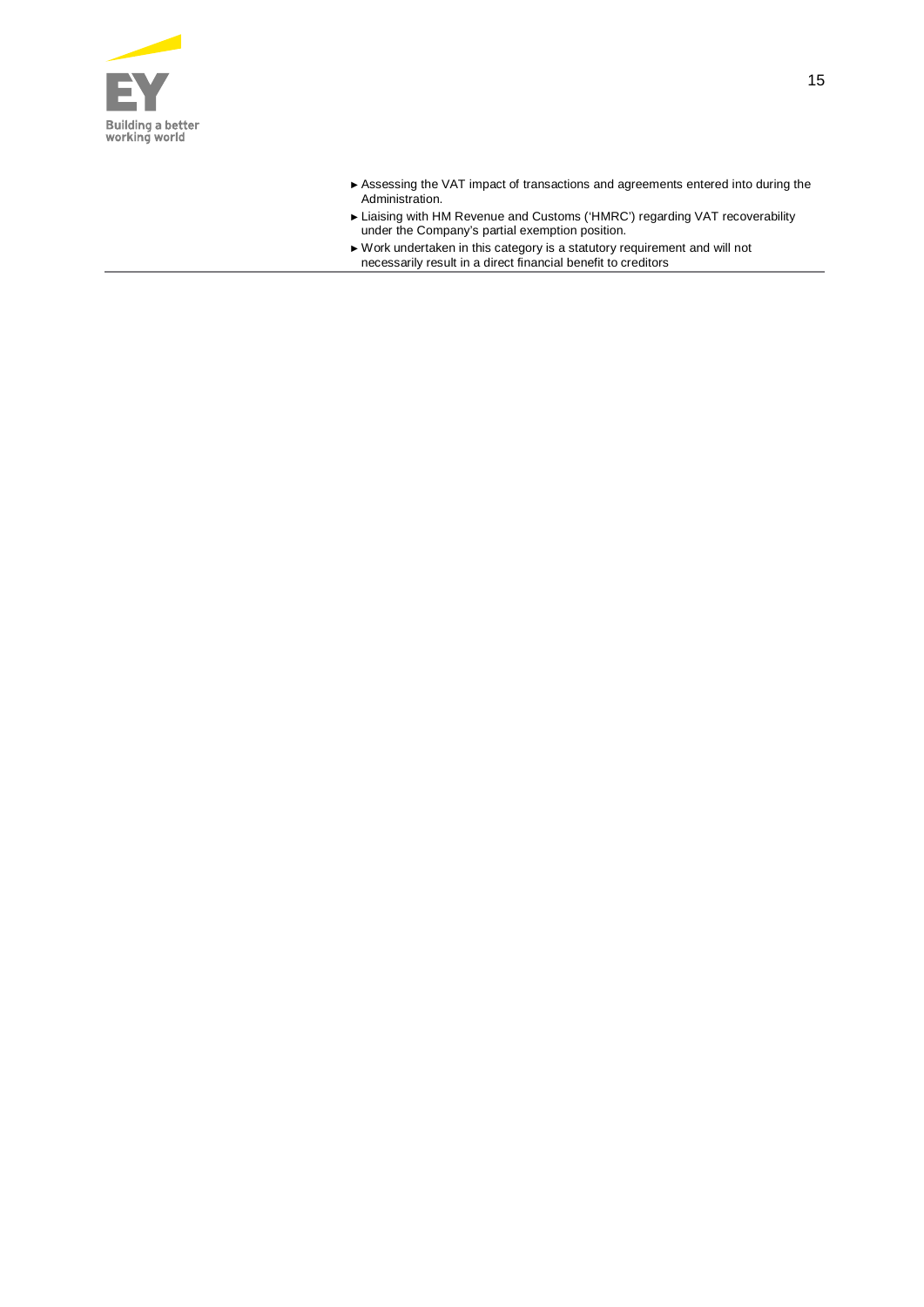- Assessing the VAT impact of transactions and agreements entered into during the Administration.
- Liaising with HM Revenue and Customs ('HMRC') regarding VAT recoverability under the Company's partial exemption position.
- Work undertaken in this category is a statutory requirement and will not necessarily result in a direct financial benefit to creditors